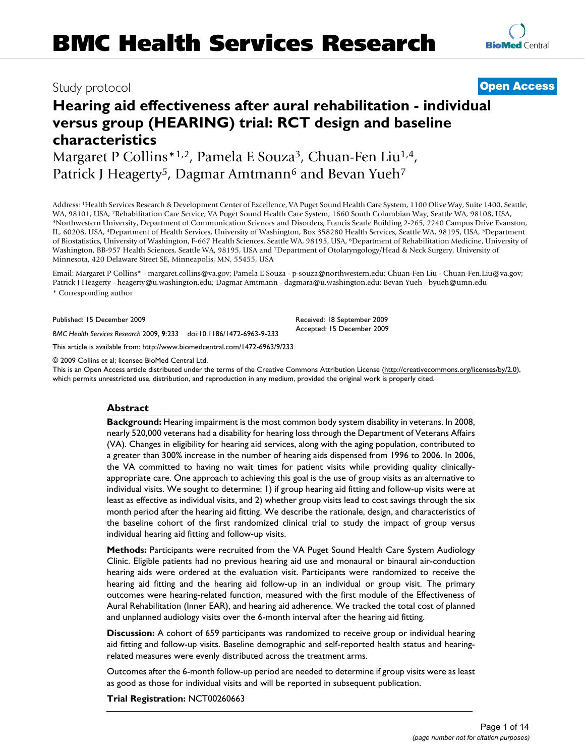# BMC Health Services Research

Study protocol

**Open Access**

# Hearing aid effectiveness after aural rehabilitation - individual versus group (HEARING) trial: RCT design and baseline characteristics

Margaret P Collins*[1,2], Pamela E Souza[3], Chuan-Fen Liu[1,4], Patrick J Heagerty[5], Dagmar Amtmann[6] and Bevan Yueh[7]

Address: [1]Health Services Research & Development Center of Excellence, VA Puget Sound Health Care System, 1100 Olive Way, Suite 1400, Seattle, WA, 98101, USA, [2]Rehabilitation Care Service, VA Puget Sound Health Care System, 1660 South Columbian Way, Seattle WA, 98108, USA, [3]Northwestern University, Department of Communication Sciences and Disorders, Francis Searle Building 2-265, 2240 Campus Drive Evanston, IL, 60208, USA, [4]Department of Health Services, University of Washington, Box 358280 Health Services, Seattle WA, 98195, USA, [5]Department of Biostatistics, University of Washington, F-667 Health Sciences, Seattle WA, 98195, USA, [6]Department of Rehabilitation Medicine, University of Washington, BB-957 Health Sciences, Seattle WA, 98195, USA and [7]Department of Otolaryngology/Head & Neck Surgery, University of Minnesota, 420 Delaware Street SE, Minneapolis, MN, 55455, USA

Email: Margaret P Collins* - margaret.collins@va.gov; Pamela E Souza - p-souza@northwestern.edu; Chuan-Fen Liu - Chuan-Fen.Liu@va.gov; Patrick J Heagerty - heagerty@u.washington.edu; Dagmar Amtmann - dagmara@u.washington.edu; Bevan Yueh - byueh@umn.edu

\* Corresponding author

Published: 15 December 2009

Received: 18 September 2009
Accepted: 15 December 2009

*BMC Health Services Research* 2009, **9**:233 doi:10.1186/1472-6963-9-233

This article is available from: http://www.biomedcentral.com/1472-6963/9/233

© 2009 Collins et al; licensee BioMed Central Ltd.
This is an Open Access article distributed under the terms of the Creative Commons Attribution License (http://creativecommons.org/licenses/by/2.0), which permits unrestricted use, distribution, and reproduction in any medium, provided the original work is properly cited.

## Abstract

**Background:** Hearing impairment is the most common body system disability in veterans. In 2008, nearly 520,000 veterans had a disability for hearing loss through the Department of Veterans Affairs (VA). Changes in eligibility for hearing aid services, along with the aging population, contributed to a greater than 300% increase in the number of hearing aids dispensed from 1996 to 2006. In 2006, the VA committed to having no wait times for patient visits while providing quality clinically-appropriate care. One approach to achieving this goal is the use of group visits as an alternative to individual visits. We sought to determine: 1) if group hearing aid fitting and follow-up visits were at least as effective as individual visits, and 2) whether group visits lead to cost savings through the six month period after the hearing aid fitting. We describe the rationale, design, and characteristics of the baseline cohort of the first randomized clinical trial to study the impact of group versus individual hearing aid fitting and follow-up visits.

**Methods:** Participants were recruited from the VA Puget Sound Health Care System Audiology Clinic. Eligible patients had no previous hearing aid use and monaural or binaural air-conduction hearing aids were ordered at the evaluation visit. Participants were randomized to receive the hearing aid fitting and the hearing aid follow-up in an individual or group visit. The primary outcomes were hearing-related function, measured with the first module of the Effectiveness of Aural Rehabilitation (Inner EAR), and hearing aid adherence. We tracked the total cost of planned and unplanned audiology visits over the 6-month interval after the hearing aid fitting.

**Discussion:** A cohort of 659 participants was randomized to receive group or individual hearing aid fitting and follow-up visits. Baseline demographic and self-reported health status and hearing-related measures were evenly distributed across the treatment arms.

Outcomes after the 6-month follow-up period are needed to determine if group visits were as least as good as those for individual visits and will be reported in subsequent publication.

**Trial Registration:** NCT00260663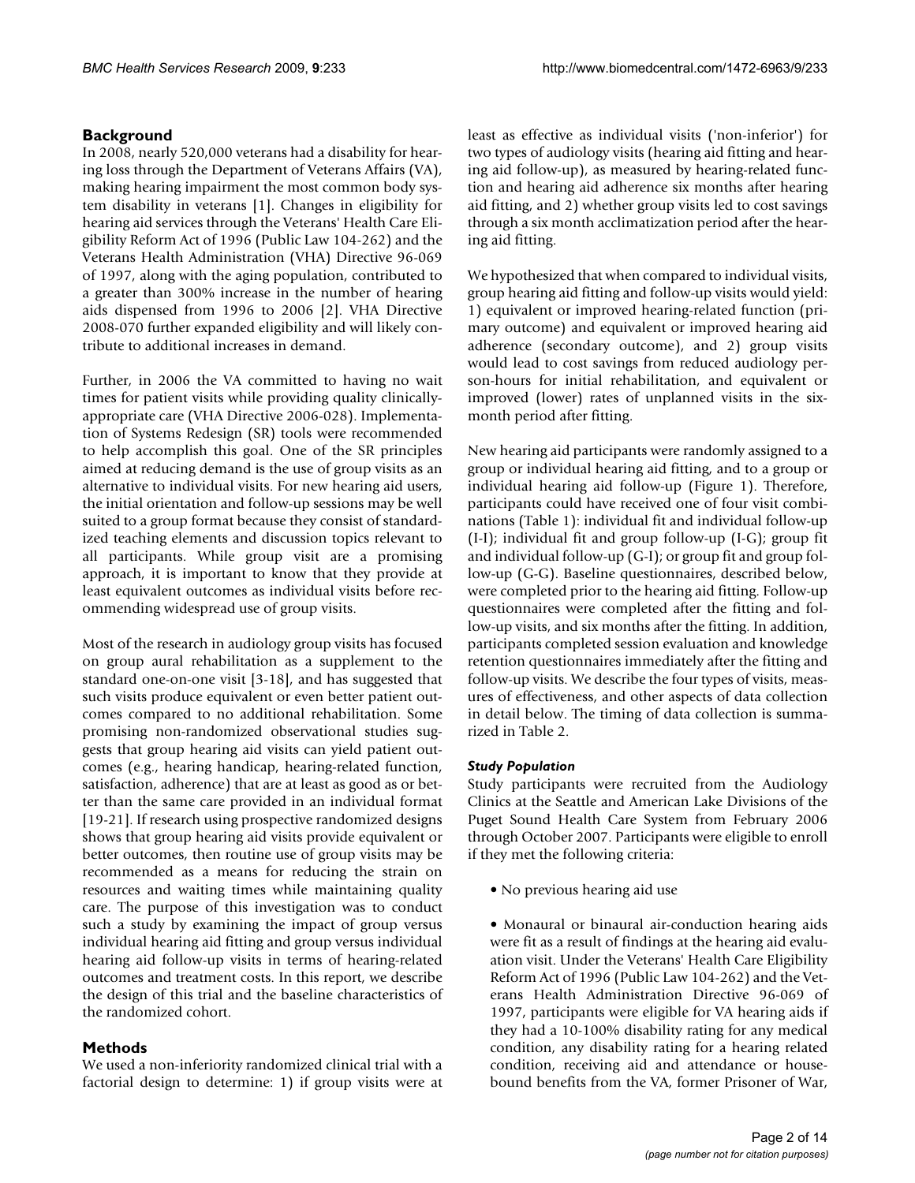## Background

In 2008, nearly 520,000 veterans had a disability for hearing loss through the Department of Veterans Affairs (VA), making hearing impairment the most common body system disability in veterans [1]. Changes in eligibility for hearing aid services through the Veterans' Health Care Eligibility Reform Act of 1996 (Public Law 104-262) and the Veterans Health Administration (VHA) Directive 96-069 of 1997, along with the aging population, contributed to a greater than 300% increase in the number of hearing aids dispensed from 1996 to 2006 [2]. VHA Directive 2008-070 further expanded eligibility and will likely contribute to additional increases in demand.

Further, in 2006 the VA committed to having no wait times for patient visits while providing quality clinically-appropriate care (VHA Directive 2006-028). Implementation of Systems Redesign (SR) tools were recommended to help accomplish this goal. One of the SR principles aimed at reducing demand is the use of group visits as an alternative to individual visits. For new hearing aid users, the initial orientation and follow-up sessions may be well suited to a group format because they consist of standardized teaching elements and discussion topics relevant to all participants. While group visit are a promising approach, it is important to know that they provide at least equivalent outcomes as individual visits before recommending widespread use of group visits.

Most of the research in audiology group visits has focused on group aural rehabilitation as a supplement to the standard one-on-one visit [3-18], and has suggested that such visits produce equivalent or even better patient outcomes compared to no additional rehabilitation. Some promising non-randomized observational studies suggests that group hearing aid visits can yield patient outcomes (e.g., hearing handicap, hearing-related function, satisfaction, adherence) that are at least as good as or better than the same care provided in an individual format [19-21]. If research using prospective randomized designs shows that group hearing aid visits provide equivalent or better outcomes, then routine use of group visits may be recommended as a means for reducing the strain on resources and waiting times while maintaining quality care. The purpose of this investigation was to conduct such a study by examining the impact of group versus individual hearing aid fitting and group versus individual hearing aid follow-up visits in terms of hearing-related outcomes and treatment costs. In this report, we describe the design of this trial and the baseline characteristics of the randomized cohort.

## Methods

We used a non-inferiority randomized clinical trial with a factorial design to determine: 1) if group visits were at least as effective as individual visits ('non-inferior') for two types of audiology visits (hearing aid fitting and hearing aid follow-up), as measured by hearing-related function and hearing aid adherence six months after hearing aid fitting, and 2) whether group visits led to cost savings through a six month acclimatization period after the hearing aid fitting.

We hypothesized that when compared to individual visits, group hearing aid fitting and follow-up visits would yield: 1) equivalent or improved hearing-related function (primary outcome) and equivalent or improved hearing aid adherence (secondary outcome), and 2) group visits would lead to cost savings from reduced audiology person-hours for initial rehabilitation, and equivalent or improved (lower) rates of unplanned visits in the six-month period after fitting.

New hearing aid participants were randomly assigned to a group or individual hearing aid fitting, and to a group or individual hearing aid follow-up (Figure 1). Therefore, participants could have received one of four visit combinations (Table 1): individual fit and individual follow-up (I-I); individual fit and group follow-up (I-G); group fit and individual follow-up (G-I); or group fit and group follow-up (G-G). Baseline questionnaires, described below, were completed prior to the hearing aid fitting. Follow-up questionnaires were completed after the fitting and follow-up visits, and six months after the fitting. In addition, participants completed session evaluation and knowledge retention questionnaires immediately after the fitting and follow-up visits. We describe the four types of visits, measures of effectiveness, and other aspects of data collection in detail below. The timing of data collection is summarized in Table 2.

### *Study Population*

Study participants were recruited from the Audiology Clinics at the Seattle and American Lake Divisions of the Puget Sound Health Care System from February 2006 through October 2007. Participants were eligible to enroll if they met the following criteria:

- No previous hearing aid use
- Monaural or binaural air-conduction hearing aids were fit as a result of findings at the hearing aid evaluation visit. Under the Veterans' Health Care Eligibility Reform Act of 1996 (Public Law 104-262) and the Veterans Health Administration Directive 96-069 of 1997, participants were eligible for VA hearing aids if they had a 10-100% disability rating for any medical condition, any disability rating for a hearing related condition, receiving aid and attendance or housebound benefits from the VA, former Prisoner of War,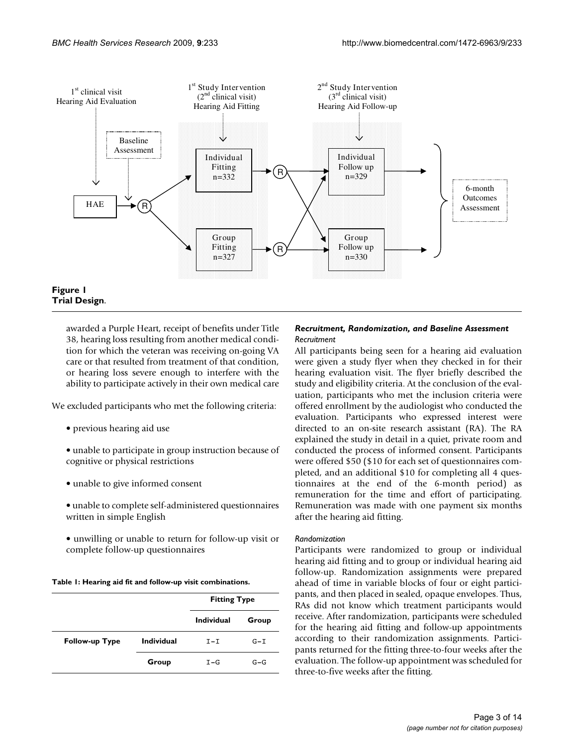1[st] clinical visit
Hearing Aid Evaluation

Baseline Assessment

HAE

R

1[st] Study Intervention
(2[nd] clinical visit)
Hearing Aid Fitting

Individual Fitting
n=332

Group Fitting
n=327

R

R

2[nd] Study Intervention
(3[rd] clinical visit)
Hearing Aid Follow-up

Individual Follow up
n=329

Group Follow up
n=330

6-month Outcomes Assessment

**Figure 1**
**Trial Design**.

awarded a Purple Heart, receipt of benefits under Title 38, hearing loss resulting from another medical condition for which the veteran was receiving on-going VA care or that resulted from treatment of that condition, or hearing loss severe enough to interfere with the ability to participate actively in their own medical care

We excluded participants who met the following criteria:

- previous hearing aid use
- unable to participate in group instruction because of cognitive or physical restrictions
- unable to give informed consent
- unable to complete self-administered questionnaires written in simple English
- unwilling or unable to return for follow-up visit or complete follow-up questionnaires

**Table 1: Hearing aid fit and follow-up visit combinations.**

| | | Fitting Type | |
|---|---|---|---|
| | | **Individual** | **Group** |
| **Follow-up Type** | **Individual** | I–I | G–I |
| | **Group** | I–G | G–G |

### *Recruitment, Randomization, and Baseline Assessment*

#### *Recruitment*

All participants being seen for a hearing aid evaluation were given a study flyer when they checked in for their hearing evaluation visit. The flyer briefly described the study and eligibility criteria. At the conclusion of the evaluation, participants who met the inclusion criteria were offered enrollment by the audiologist who conducted the evaluation. Participants who expressed interest were directed to an on-site research assistant (RA). The RA explained the study in detail in a quiet, private room and conducted the process of informed consent. Participants were offered $50 ($10 for each set of questionnaires completed, and an additional $10 for completing all 4 questionnaires at the end of the 6-month period) as remuneration for the time and effort of participating. Remuneration was made with one payment six months after the hearing aid fitting.

#### *Randomization*

Participants were randomized to group or individual hearing aid fitting and to group or individual hearing aid follow-up. Randomization assignments were prepared ahead of time in variable blocks of four or eight participants, and then placed in sealed, opaque envelopes. Thus, RAs did not know which treatment participants would receive. After randomization, participants were scheduled for the hearing aid fitting and follow-up appointments according to their randomization assignments. Participants returned for the fitting three-to-four weeks after the evaluation. The follow-up appointment was scheduled for three-to-five weeks after the fitting.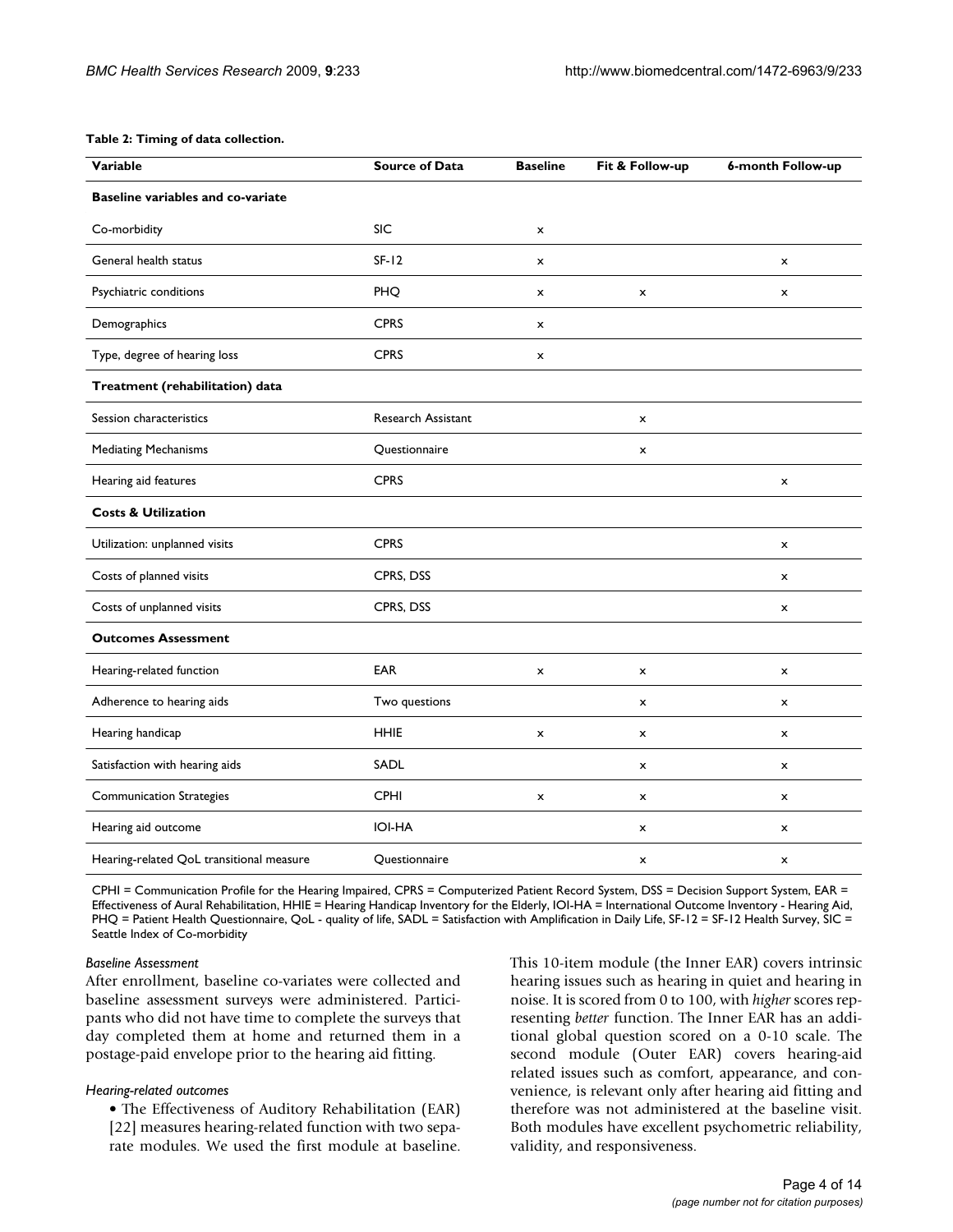**Table 2: Timing of data collection.**

| Variable | Source of Data | Baseline | Fit & Follow-up | 6-month Follow-up |
|---|---|---|---|---|
| **Baseline variables and co-variate** | | | | |
| Co-morbidity | SIC | x | | |
| General health status | SF-12 | x | | x |
| Psychiatric conditions | PHQ | x | x | x |
| Demographics | CPRS | x | | |
| Type, degree of hearing loss | CPRS | x | | |
| **Treatment (rehabilitation) data** | | | | |
| Session characteristics | Research Assistant | | x | |
| Mediating Mechanisms | Questionnaire | | x | |
| Hearing aid features | CPRS | | | x |
| **Costs & Utilization** | | | | |
| Utilization: unplanned visits | CPRS | | | x |
| Costs of planned visits | CPRS, DSS | | | x |
| Costs of unplanned visits | CPRS, DSS | | | x |
| **Outcomes Assessment** | | | | |
| Hearing-related function | EAR | x | x | x |
| Adherence to hearing aids | Two questions | | x | x |
| Hearing handicap | HHIE | x | x | x |
| Satisfaction with hearing aids | SADL | | x | x |
| Communication Strategies | CPHI | x | x | x |
| Hearing aid outcome | IOI-HA | | x | x |
| Hearing-related QoL transitional measure | Questionnaire | | x | x |

CPHI = Communication Profile for the Hearing Impaired, CPRS = Computerized Patient Record System, DSS = Decision Support System, EAR = Effectiveness of Aural Rehabilitation, HHIE = Hearing Handicap Inventory for the Elderly, IOI-HA = International Outcome Inventory - Hearing Aid, PHQ = Patient Health Questionnaire, QoL - quality of life, SADL = Satisfaction with Amplification in Daily Life, SF-12 = SF-12 Health Survey, SIC = Seattle Index of Co-morbidity

*Baseline Assessment*

After enrollment, baseline co-variates were collected and baseline assessment surveys were administered. Participants who did not have time to complete the surveys that day completed them at home and returned them in a postage-paid envelope prior to the hearing aid fitting.

*Hearing-related outcomes*

- The Effectiveness of Auditory Rehabilitation (EAR) [22] measures hearing-related function with two separate modules. We used the first module at baseline. This 10-item module (the Inner EAR) covers intrinsic hearing issues such as hearing in quiet and hearing in noise. It is scored from 0 to 100, with *higher* scores representing *better* function. The Inner EAR has an additional global question scored on a 0-10 scale. The second module (Outer EAR) covers hearing-aid related issues such as comfort, appearance, and convenience, is relevant only after hearing aid fitting and therefore was not administered at the baseline visit. Both modules have excellent psychometric reliability, validity, and responsiveness.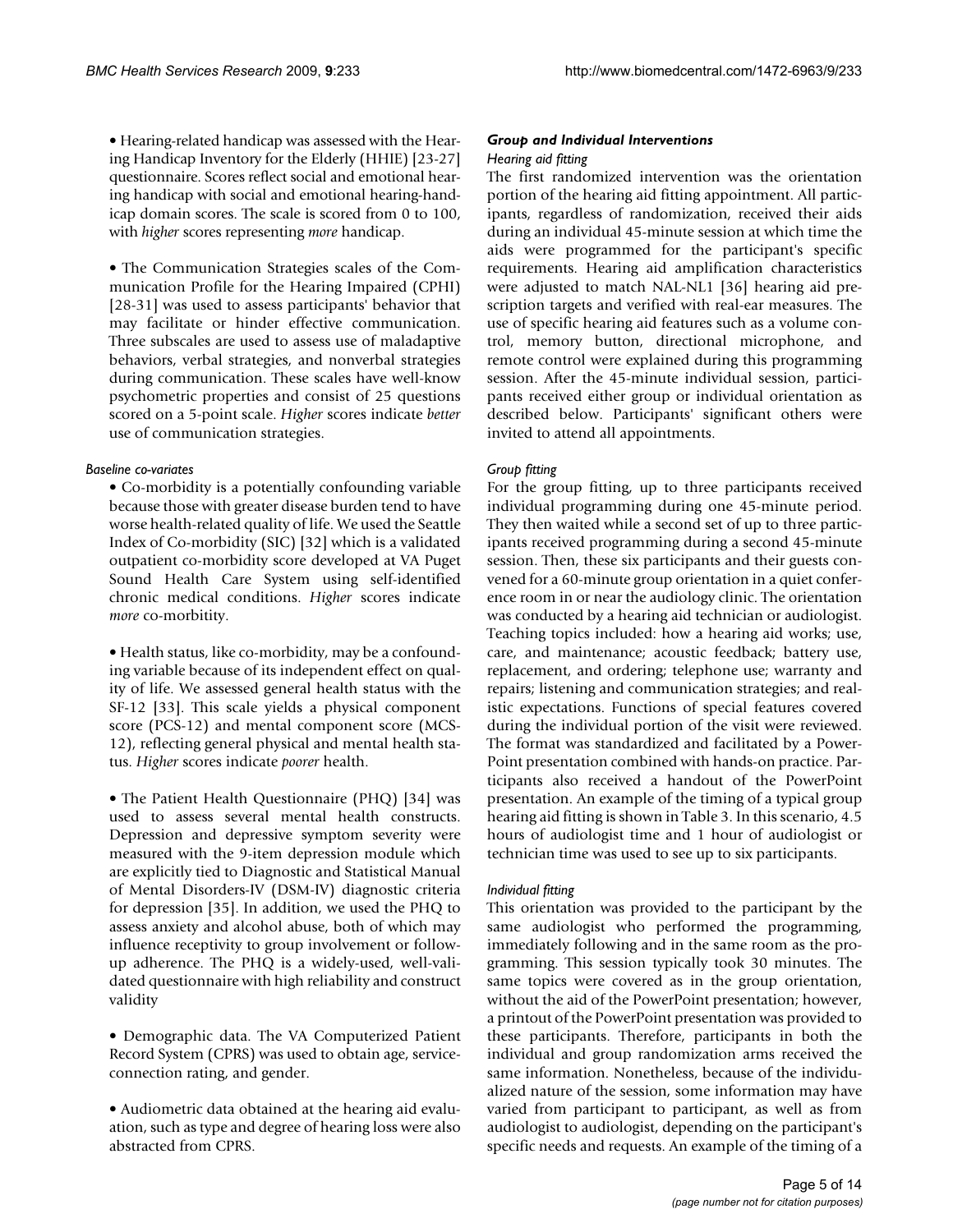- Hearing-related handicap was assessed with the Hearing Handicap Inventory for the Elderly (HHIE) [23-27] questionnaire. Scores reflect social and emotional hearing handicap with social and emotional hearing-handicap domain scores. The scale is scored from 0 to 100, with *higher* scores representing *more* handicap.

- The Communication Strategies scales of the Communication Profile for the Hearing Impaired (CPHI) [28-31] was used to assess participants' behavior that may facilitate or hinder effective communication. Three subscales are used to assess use of maladaptive behaviors, verbal strategies, and nonverbal strategies during communication. These scales have well-know psychometric properties and consist of 25 questions scored on a 5-point scale. *Higher* scores indicate *better* use of communication strategies.

#### *Baseline co-variates*

- Co-morbidity is a potentially confounding variable because those with greater disease burden tend to have worse health-related quality of life. We used the Seattle Index of Co-morbidity (SIC) [32] which is a validated outpatient co-morbidity score developed at VA Puget Sound Health Care System using self-identified chronic medical conditions. *Higher* scores indicate *more* co-morbitity.

- Health status, like co-morbidity, may be a confounding variable because of its independent effect on quality of life. We assessed general health status with the SF-12 [33]. This scale yields a physical component score (PCS-12) and mental component score (MCS-12), reflecting general physical and mental health status. *Higher* scores indicate *poorer* health.

- The Patient Health Questionnaire (PHQ) [34] was used to assess several mental health constructs. Depression and depressive symptom severity were measured with the 9-item depression module which are explicitly tied to Diagnostic and Statistical Manual of Mental Disorders-IV (DSM-IV) diagnostic criteria for depression [35]. In addition, we used the PHQ to assess anxiety and alcohol abuse, both of which may influence receptivity to group involvement or follow-up adherence. The PHQ is a widely-used, well-validated questionnaire with high reliability and construct validity

- Demographic data. The VA Computerized Patient Record System (CPRS) was used to obtain age, service-connection rating, and gender.

- Audiometric data obtained at the hearing aid evaluation, such as type and degree of hearing loss were also abstracted from CPRS.

### *Group and Individual Interventions*

#### *Hearing aid fitting*

The first randomized intervention was the orientation portion of the hearing aid fitting appointment. All participants, regardless of randomization, received their aids during an individual 45-minute session at which time the aids were programmed for the participant's specific requirements. Hearing aid amplification characteristics were adjusted to match NAL-NL1 [36] hearing aid prescription targets and verified with real-ear measures. The use of specific hearing aid features such as a volume control, memory button, directional microphone, and remote control were explained during this programming session. After the 45-minute individual session, participants received either group or individual orientation as described below. Participants' significant others were invited to attend all appointments.

#### *Group fitting*

For the group fitting, up to three participants received individual programming during one 45-minute period. They then waited while a second set of up to three participants received programming during a second 45-minute session. Then, these six participants and their guests convened for a 60-minute group orientation in a quiet conference room in or near the audiology clinic. The orientation was conducted by a hearing aid technician or audiologist. Teaching topics included: how a hearing aid works; use, care, and maintenance; acoustic feedback; battery use, replacement, and ordering; telephone use; warranty and repairs; listening and communication strategies; and realistic expectations. Functions of special features covered during the individual portion of the visit were reviewed. The format was standardized and facilitated by a PowerPoint presentation combined with hands-on practice. Participants also received a handout of the PowerPoint presentation. An example of the timing of a typical group hearing aid fitting is shown in Table 3. In this scenario, 4.5 hours of audiologist time and 1 hour of audiologist or technician time was used to see up to six participants.

#### *Individual fitting*

This orientation was provided to the participant by the same audiologist who performed the programming, immediately following and in the same room as the programming. This session typically took 30 minutes. The same topics were covered as in the group orientation, without the aid of the PowerPoint presentation; however, a printout of the PowerPoint presentation was provided to these participants. Therefore, participants in both the individual and group randomization arms received the same information. Nonetheless, because of the individualized nature of the session, some information may have varied from participant to participant, as well as from audiologist to audiologist, depending on the participant's specific needs and requests. An example of the timing of a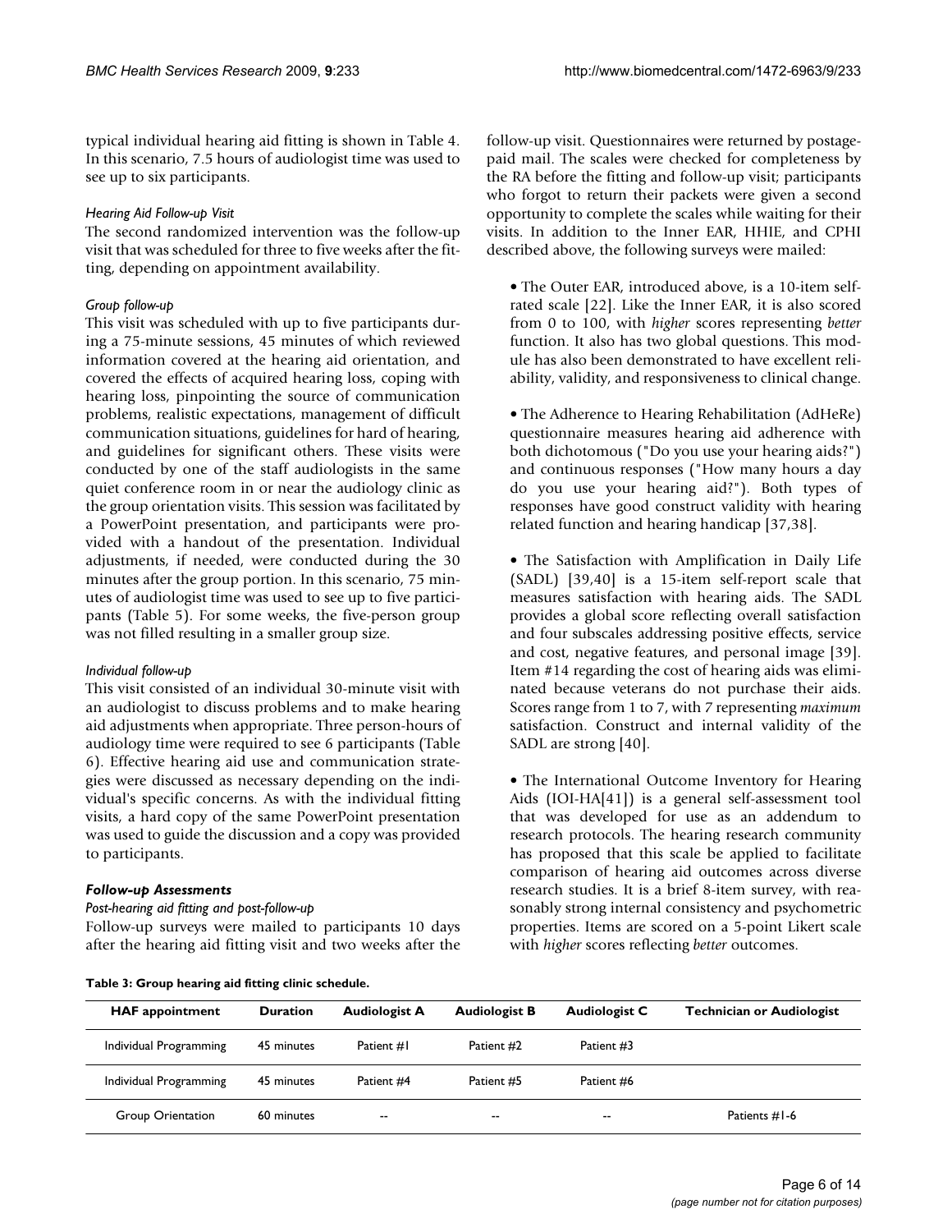typical individual hearing aid fitting is shown in Table 4. In this scenario, 7.5 hours of audiologist time was used to see up to six participants.

#### *Hearing Aid Follow-up Visit*

The second randomized intervention was the follow-up visit that was scheduled for three to five weeks after the fitting, depending on appointment availability.

#### *Group follow-up*

This visit was scheduled with up to five participants during a 75-minute sessions, 45 minutes of which reviewed information covered at the hearing aid orientation, and covered the effects of acquired hearing loss, coping with hearing loss, pinpointing the source of communication problems, realistic expectations, management of difficult communication situations, guidelines for hard of hearing, and guidelines for significant others. These visits were conducted by one of the staff audiologists in the same quiet conference room in or near the audiology clinic as the group orientation visits. This session was facilitated by a PowerPoint presentation, and participants were provided with a handout of the presentation. Individual adjustments, if needed, were conducted during the 30 minutes after the group portion. In this scenario, 75 minutes of audiologist time was used to see up to five participants (Table 5). For some weeks, the five-person group was not filled resulting in a smaller group size.

#### *Individual follow-up*

This visit consisted of an individual 30-minute visit with an audiologist to discuss problems and to make hearing aid adjustments when appropriate. Three person-hours of audiology time were required to see 6 participants (Table 6). Effective hearing aid use and communication strategies were discussed as necessary depending on the individual's specific concerns. As with the individual fitting visits, a hard copy of the same PowerPoint presentation was used to guide the discussion and a copy was provided to participants.

### *Follow-up Assessments*

#### *Post-hearing aid fitting and post-follow-up*

Follow-up surveys were mailed to participants 10 days after the hearing aid fitting visit and two weeks after the follow-up visit. Questionnaires were returned by postage-paid mail. The scales were checked for completeness by the RA before the fitting and follow-up visit; participants who forgot to return their packets were given a second opportunity to complete the scales while waiting for their visits. In addition to the Inner EAR, HHIE, and CPHI described above, the following surveys were mailed:

- The Outer EAR, introduced above, is a 10-item self-rated scale [22]. Like the Inner EAR, it is also scored from 0 to 100, with *higher* scores representing *better* function. It also has two global questions. This module has also been demonstrated to have excellent reliability, validity, and responsiveness to clinical change.

- The Adherence to Hearing Rehabilitation (AdHeRe) questionnaire measures hearing aid adherence with both dichotomous ("Do you use your hearing aids?") and continuous responses ("How many hours a day do you use your hearing aid?"). Both types of responses have good construct validity with hearing related function and hearing handicap [37,38].

- The Satisfaction with Amplification in Daily Life (SADL) [39,40] is a 15-item self-report scale that measures satisfaction with hearing aids. The SADL provides a global score reflecting overall satisfaction and four subscales addressing positive effects, service and cost, negative features, and personal image [39]. Item #14 regarding the cost of hearing aids was eliminated because veterans do not purchase their aids. Scores range from 1 to 7, with 7 representing *maximum* satisfaction. Construct and internal validity of the SADL are strong [40].

- The International Outcome Inventory for Hearing Aids (IOI-HA[41]) is a general self-assessment tool that was developed for use as an addendum to research protocols. The hearing research community has proposed that this scale be applied to facilitate comparison of hearing aid outcomes across diverse research studies. It is a brief 8-item survey, with reasonably strong internal consistency and psychometric properties. Items are scored on a 5-point Likert scale with *higher* scores reflecting *better* outcomes.

**Table 3: Group hearing aid fitting clinic schedule.**

| HAF appointment | Duration | Audiologist A | Audiologist B | Audiologist C | Technician or Audiologist |
|---|---|---|---|---|---|
| Individual Programming | 45 minutes | Patient #1 | Patient #2 | Patient #3 | |
| Individual Programming | 45 minutes | Patient #4 | Patient #5 | Patient #6 | |
| Group Orientation | 60 minutes | -- | -- | -- | Patients #1-6 |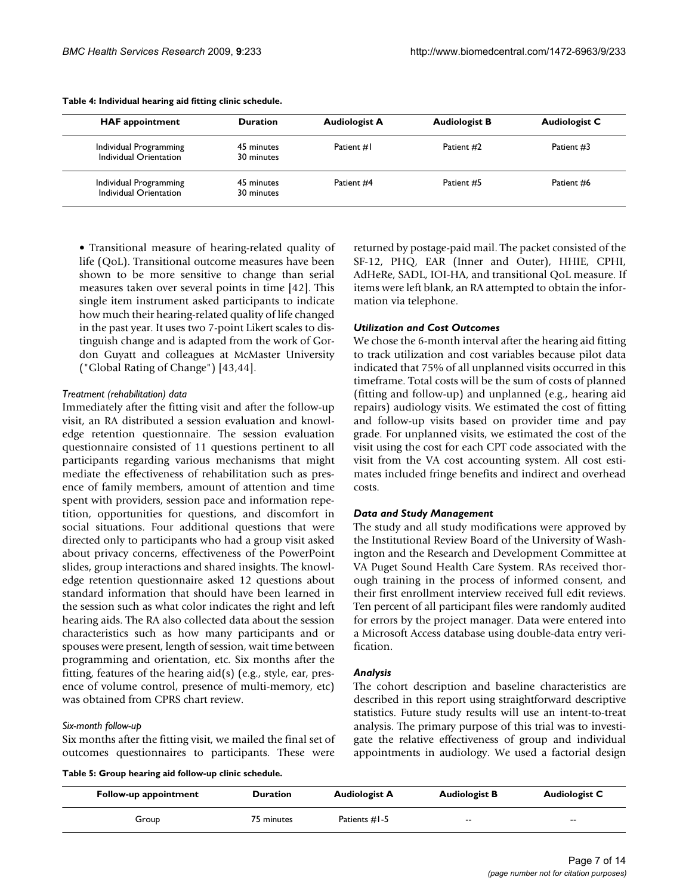**Table 4: Individual hearing aid fitting clinic schedule.**

| HAF appointment | Duration | Audiologist A | Audiologist B | Audiologist C |
| --- | --- | --- | --- | --- |
| Individual Programming<br>Individual Orientation | 45 minutes<br>30 minutes | Patient #1 | Patient #2 | Patient #3 |
| Individual Programming<br>Individual Orientation | 45 minutes<br>30 minutes | Patient #4 | Patient #5 | Patient #6 |

• Transitional measure of hearing-related quality of life (QoL). Transitional outcome measures have been shown to be more sensitive to change than serial measures taken over several points in time [42]. This single item instrument asked participants to indicate how much their hearing-related quality of life changed in the past year. It uses two 7-point Likert scales to distinguish change and is adapted from the work of Gordon Guyatt and colleagues at McMaster University ("Global Rating of Change") [43,44].

#### *Treatment (rehabilitation) data*

Immediately after the fitting visit and after the follow-up visit, an RA distributed a session evaluation and knowledge retention questionnaire. The session evaluation questionnaire consisted of 11 questions pertinent to all participants regarding various mechanisms that might mediate the effectiveness of rehabilitation such as presence of family members, amount of attention and time spent with providers, session pace and information repetition, opportunities for questions, and discomfort in social situations. Four additional questions that were directed only to participants who had a group visit asked about privacy concerns, effectiveness of the PowerPoint slides, group interactions and shared insights. The knowledge retention questionnaire asked 12 questions about standard information that should have been learned in the session such as what color indicates the right and left hearing aids. The RA also collected data about the session characteristics such as how many participants and or spouses were present, length of session, wait time between programming and orientation, etc. Six months after the fitting, features of the hearing aid(s) (e.g., style, ear, presence of volume control, presence of multi-memory, etc) was obtained from CPRS chart review.

#### *Six-month follow-up*

Six months after the fitting visit, we mailed the final set of outcomes questionnaires to participants. These were returned by postage-paid mail. The packet consisted of the SF-12, PHQ, EAR (Inner and Outer), HHIE, CPHI, AdHeRe, SADL, IOI-HA, and transitional QoL measure. If items were left blank, an RA attempted to obtain the information via telephone.

### *Utilization and Cost Outcomes*

We chose the 6-month interval after the hearing aid fitting to track utilization and cost variables because pilot data indicated that 75% of all unplanned visits occurred in this timeframe. Total costs will be the sum of costs of planned (fitting and follow-up) and unplanned (e.g., hearing aid repairs) audiology visits. We estimated the cost of fitting and follow-up visits based on provider time and pay grade. For unplanned visits, we estimated the cost of the visit using the cost for each CPT code associated with the visit from the VA cost accounting system. All cost estimates included fringe benefits and indirect and overhead costs.

### *Data and Study Management*

The study and all study modifications were approved by the Institutional Review Board of the University of Washington and the Research and Development Committee at VA Puget Sound Health Care System. RAs received thorough training in the process of informed consent, and their first enrollment interview received full edit reviews. Ten percent of all participant files were randomly audited for errors by the project manager. Data were entered into a Microsoft Access database using double-data entry verification.

### *Analysis*

The cohort description and baseline characteristics are described in this report using straightforward descriptive statistics. Future study results will use an intent-to-treat analysis. The primary purpose of this trial was to investigate the relative effectiveness of group and individual appointments in audiology. We used a factorial design

**Table 5: Group hearing aid follow-up clinic schedule.**

| Follow-up appointment | Duration | Audiologist A | Audiologist B | Audiologist C |
| --- | --- | --- | --- | --- |
| Group | 75 minutes | Patients #1-5 | -- | -- |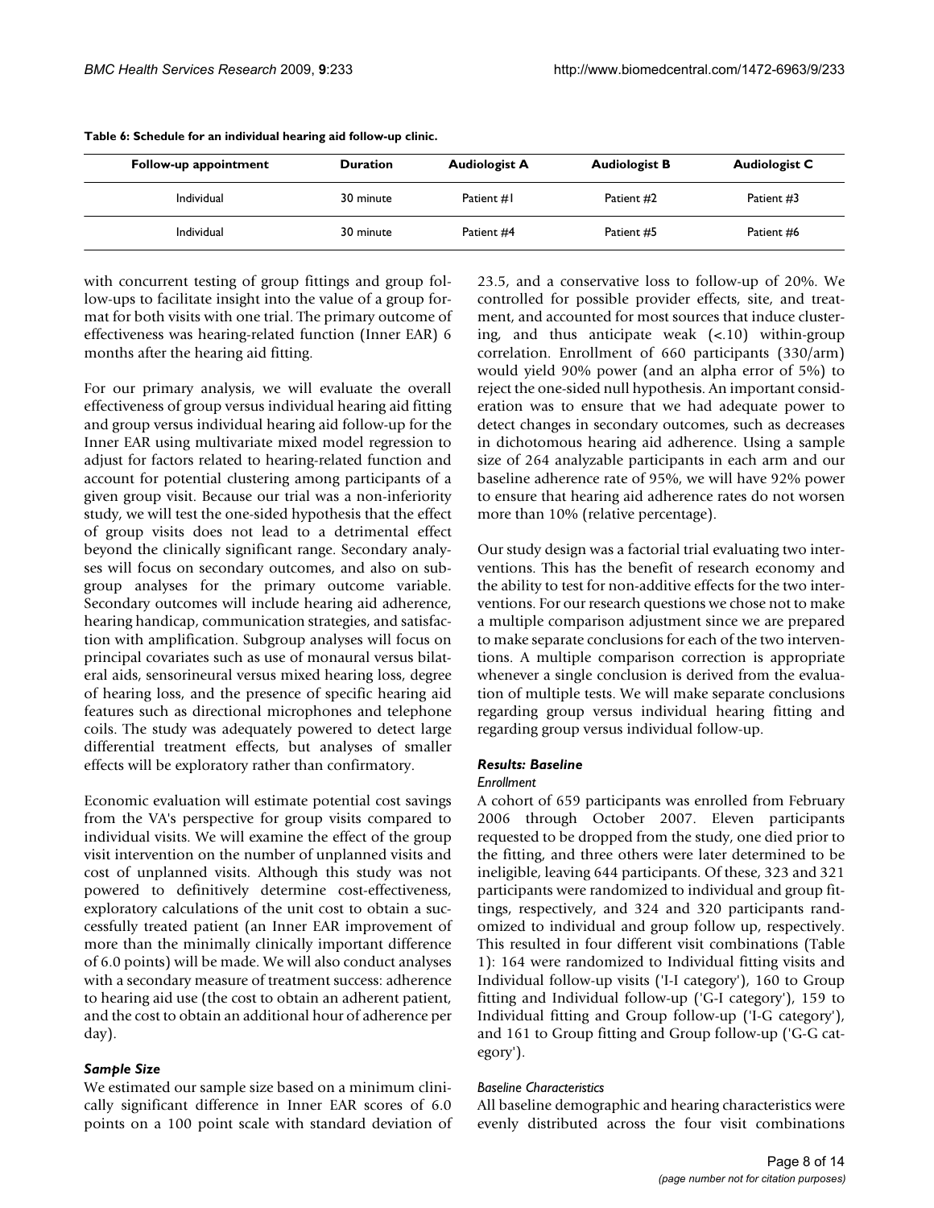**Table 6: Schedule for an individual hearing aid follow-up clinic.**

| Follow-up appointment | Duration | Audiologist A | Audiologist B | Audiologist C |
| --- | --- | --- | --- | --- |
| Individual | 30 minute | Patient #1 | Patient #2 | Patient #3 |
| Individual | 30 minute | Patient #4 | Patient #5 | Patient #6 |

with concurrent testing of group fittings and group follow-ups to facilitate insight into the value of a group format for both visits with one trial. The primary outcome of effectiveness was hearing-related function (Inner EAR) 6 months after the hearing aid fitting.

For our primary analysis, we will evaluate the overall effectiveness of group versus individual hearing aid fitting and group versus individual hearing aid follow-up for the Inner EAR using multivariate mixed model regression to adjust for factors related to hearing-related function and account for potential clustering among participants of a given group visit. Because our trial was a non-inferiority study, we will test the one-sided hypothesis that the effect of group visits does not lead to a detrimental effect beyond the clinically significant range. Secondary analyses will focus on secondary outcomes, and also on subgroup analyses for the primary outcome variable. Secondary outcomes will include hearing aid adherence, hearing handicap, communication strategies, and satisfaction with amplification. Subgroup analyses will focus on principal covariates such as use of monaural versus bilateral aids, sensorineural versus mixed hearing loss, degree of hearing loss, and the presence of specific hearing aid features such as directional microphones and telephone coils. The study was adequately powered to detect large differential treatment effects, but analyses of smaller effects will be exploratory rather than confirmatory.

Economic evaluation will estimate potential cost savings from the VA's perspective for group visits compared to individual visits. We will examine the effect of the group visit intervention on the number of unplanned visits and cost of unplanned visits. Although this study was not powered to definitively determine cost-effectiveness, exploratory calculations of the unit cost to obtain a successfully treated patient (an Inner EAR improvement of more than the minimally clinically important difference of 6.0 points) will be made. We will also conduct analyses with a secondary measure of treatment success: adherence to hearing aid use (the cost to obtain an adherent patient, and the cost to obtain an additional hour of adherence per day).

### *Sample Size*

We estimated our sample size based on a minimum clinically significant difference in Inner EAR scores of 6.0 points on a 100 point scale with standard deviation of 23.5, and a conservative loss to follow-up of 20%. We controlled for possible provider effects, site, and treatment, and accounted for most sources that induce clustering, and thus anticipate weak (<.10) within-group correlation. Enrollment of 660 participants (330/arm) would yield 90% power (and an alpha error of 5%) to reject the one-sided null hypothesis. An important consideration was to ensure that we had adequate power to detect changes in secondary outcomes, such as decreases in dichotomous hearing aid adherence. Using a sample size of 264 analyzable participants in each arm and our baseline adherence rate of 95%, we will have 92% power to ensure that hearing aid adherence rates do not worsen more than 10% (relative percentage).

Our study design was a factorial trial evaluating two interventions. This has the benefit of research economy and the ability to test for non-additive effects for the two interventions. For our research questions we chose not to make a multiple comparison adjustment since we are prepared to make separate conclusions for each of the two interventions. A multiple comparison correction is appropriate whenever a single conclusion is derived from the evaluation of multiple tests. We will make separate conclusions regarding group versus individual hearing fitting and regarding group versus individual follow-up.

### *Results: Baseline*

#### *Enrollment*

A cohort of 659 participants was enrolled from February 2006 through October 2007. Eleven participants requested to be dropped from the study, one died prior to the fitting, and three others were later determined to be ineligible, leaving 644 participants. Of these, 323 and 321 participants were randomized to individual and group fittings, respectively, and 324 and 320 participants randomized to individual and group follow up, respectively. This resulted in four different visit combinations (Table 1): 164 were randomized to Individual fitting visits and Individual follow-up visits ('I-I category'), 160 to Group fitting and Individual follow-up ('G-I category'), 159 to Individual fitting and Group follow-up ('I-G category'), and 161 to Group fitting and Group follow-up ('G-G category').

#### *Baseline Characteristics*

All baseline demographic and hearing characteristics were evenly distributed across the four visit combinations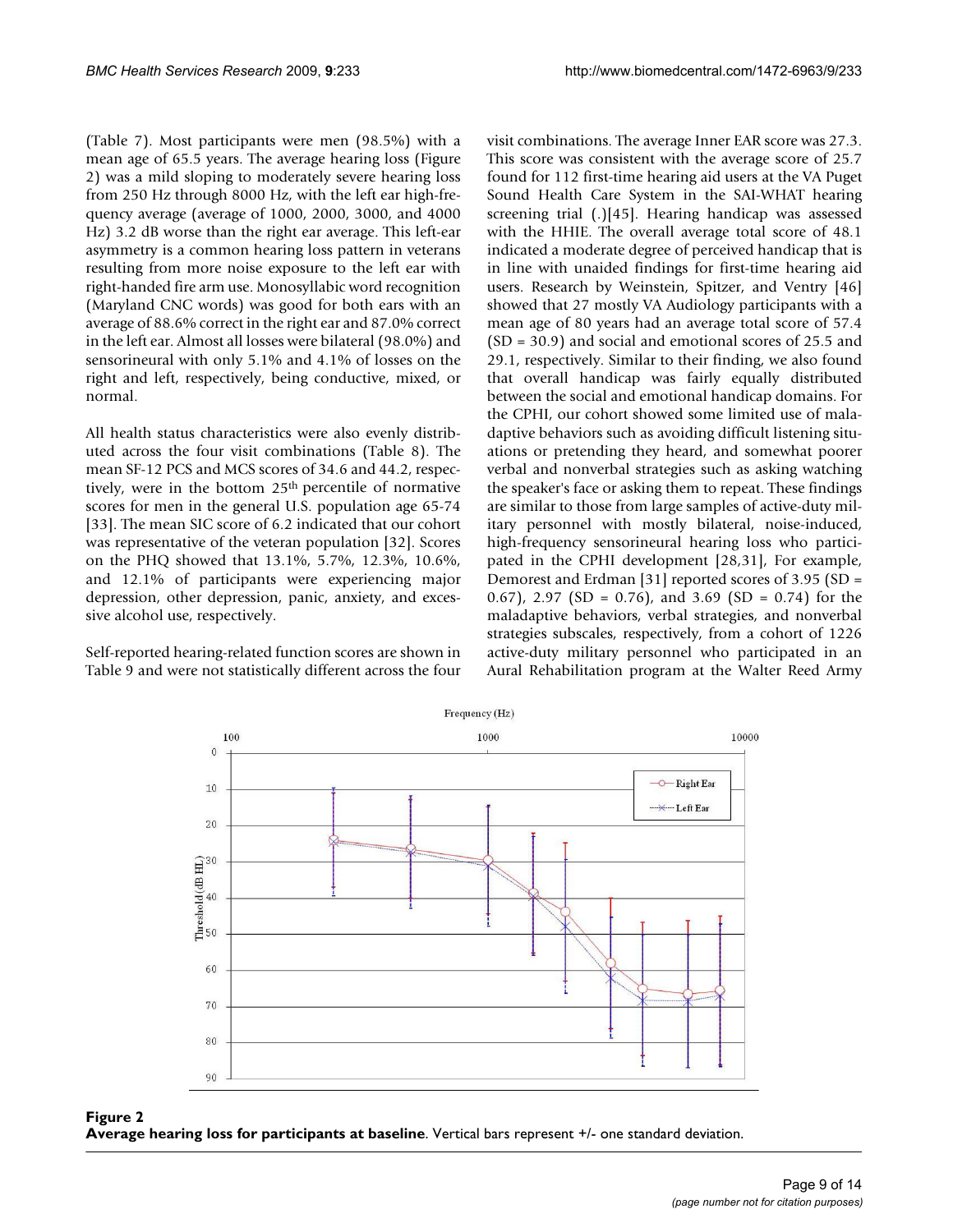(Table 7). Most participants were men (98.5%) with a mean age of 65.5 years. The average hearing loss (Figure 2) was a mild sloping to moderately severe hearing loss from 250 Hz through 8000 Hz, with the left ear high-frequency average (average of 1000, 2000, 3000, and 4000 Hz) 3.2 dB worse than the right ear average. This left-ear asymmetry is a common hearing loss pattern in veterans resulting from more noise exposure to the left ear with right-handed fire arm use. Monosyllabic word recognition (Maryland CNC words) was good for both ears with an average of 88.6% correct in the right ear and 87.0% correct in the left ear. Almost all losses were bilateral (98.0%) and sensorineural with only 5.1% and 4.1% of losses on the right and left, respectively, being conductive, mixed, or normal.

All health status characteristics were also evenly distributed across the four visit combinations (Table 8). The mean SF-12 PCS and MCS scores of 34.6 and 44.2, respectively, were in the bottom 25th percentile of normative scores for men in the general U.S. population age 65-74 [33]. The mean SIC score of 6.2 indicated that our cohort was representative of the veteran population [32]. Scores on the PHQ showed that 13.1%, 5.7%, 12.3%, 10.6%, and 12.1% of participants were experiencing major depression, other depression, panic, anxiety, and excessive alcohol use, respectively.

Self-reported hearing-related function scores are shown in Table 9 and were not statistically different across the four visit combinations. The average Inner EAR score was 27.3. This score was consistent with the average score of 25.7 found for 112 first-time hearing aid users at the VA Puget Sound Health Care System in the SAI-WHAT hearing screening trial (.)[45]. Hearing handicap was assessed with the HHIE. The overall average total score of 48.1 indicated a moderate degree of perceived handicap that is in line with unaided findings for first-time hearing aid users. Research by Weinstein, Spitzer, and Ventry [46] showed that 27 mostly VA Audiology participants with a mean age of 80 years had an average total score of 57.4 (SD = 30.9) and social and emotional scores of 25.5 and 29.1, respectively. Similar to their finding, we also found that overall handicap was fairly equally distributed between the social and emotional handicap domains. For the CPHI, our cohort showed some limited use of maladaptive behaviors such as avoiding difficult listening situations or pretending they heard, and somewhat poorer verbal and nonverbal strategies such as asking watching the speaker's face or asking them to repeat. These findings are similar to those from large samples of active-duty military personnel with mostly bilateral, noise-induced, high-frequency sensorineural hearing loss who participated in the CPHI development [28,31], For example, Demorest and Erdman [31] reported scores of 3.95 (SD = 0.67), 2.97 (SD = 0.76), and 3.69 (SD = 0.74) for the maladaptive behaviors, verbal strategies, and nonverbal strategies subscales, respectively, from a cohort of 1226 active-duty military personnel who participated in an Aural Rehabilitation program at the Walter Reed Army

**Figure 2**
**Average hearing loss for participants at baseline**. Vertical bars represent +/- one standard deviation.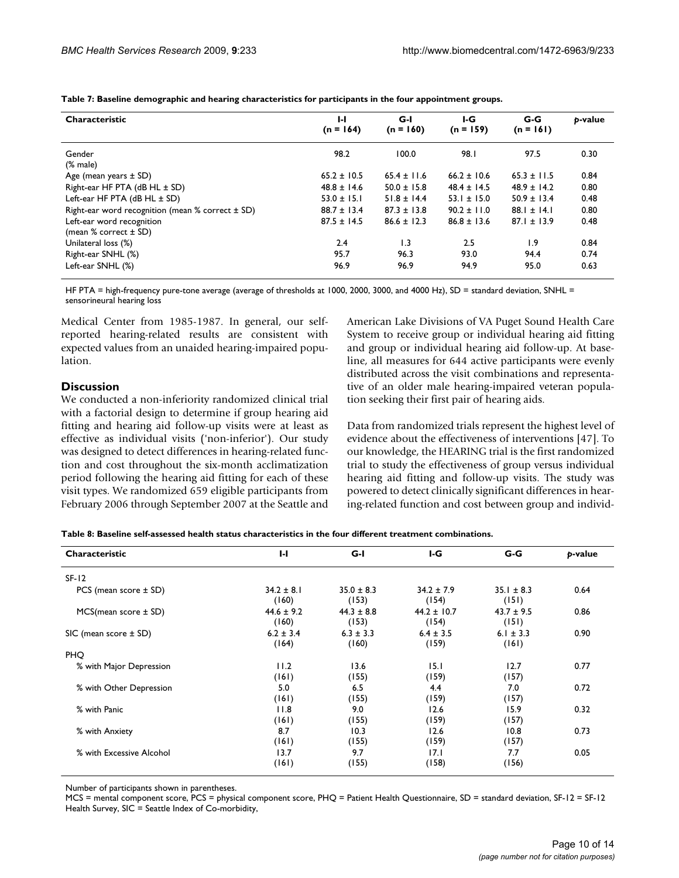**Table 7: Baseline demographic and hearing characteristics for participants in the four appointment groups.**

| Characteristic | I-I (n = 164) | G-I (n = 160) | I-G (n = 159) | G-G (n = 161) | p-value |
|---|---|---|---|---|---|
| Gender (% male) | 98.2 | 100.0 | 98.1 | 97.5 | 0.30 |
| Age (mean years ± SD) | 65.2 ± 10.5 | 65.4 ± 11.6 | 66.2 ± 10.6 | 65.3 ± 11.5 | 0.84 |
| Right-ear HF PTA (dB HL ± SD) | 48.8 ± 14.6 | 50.0 ± 15.8 | 48.4 ± 14.5 | 48.9 ± 14.2 | 0.80 |
| Left-ear HF PTA (dB HL ± SD) | 53.0 ± 15.1 | 51.8 ± 14.4 | 53.1 ± 15.0 | 50.9 ± 13.4 | 0.48 |
| Right-ear word recognition (mean % correct ± SD) | 88.7 ± 13.4 | 87.3 ± 13.8 | 90.2 ± 11.0 | 88.1 ± 14.1 | 0.80 |
| Left-ear word recognition (mean % correct ± SD) | 87.5 ± 14.5 | 86.6 ± 12.3 | 86.8 ± 13.6 | 87.1 ± 13.9 | 0.48 |
| Unilateral loss (%) | 2.4 | 1.3 | 2.5 | 1.9 | 0.84 |
| Right-ear SNHL (%) | 95.7 | 96.3 | 93.0 | 94.4 | 0.74 |
| Left-ear SNHL (%) | 96.9 | 96.9 | 94.9 | 95.0 | 0.63 |

HF PTA = high-frequency pure-tone average (average of thresholds at 1000, 2000, 3000, and 4000 Hz), SD = standard deviation, SNHL = sensorineural hearing loss

Medical Center from 1985-1987. In general, our self-reported hearing-related results are consistent with expected values from an unaided hearing-impaired population.

## Discussion

We conducted a non-inferiority randomized clinical trial with a factorial design to determine if group hearing aid fitting and hearing aid follow-up visits were at least as effective as individual visits ('non-inferior'). Our study was designed to detect differences in hearing-related function and cost throughout the six-month acclimatization period following the hearing aid fitting for each of these visit types. We randomized 659 eligible participants from February 2006 through September 2007 at the Seattle and American Lake Divisions of VA Puget Sound Health Care System to receive group or individual hearing aid fitting and group or individual hearing aid follow-up. At baseline, all measures for 644 active participants were evenly distributed across the visit combinations and representative of an older male hearing-impaired veteran population seeking their first pair of hearing aids.

Data from randomized trials represent the highest level of evidence about the effectiveness of interventions [47]. To our knowledge, the HEARING trial is the first randomized trial to study the effectiveness of group versus individual hearing aid fitting and follow-up visits. The study was powered to detect clinically significant differences in hearing-related function and cost between group and individ-

**Table 8: Baseline self-assessed health status characteristics in the four different treatment combinations.**

| Characteristic | I-I | G-I | I-G | G-G | p-value |
|---|---|---|---|---|---|
| SF-12 | | | | | |
| PCS (mean score ± SD) | 34.2 ± 8.1 (160) | 35.0 ± 8.3 (153) | 34.2 ± 7.9 (154) | 35.1 ± 8.3 (151) | 0.64 |
| MCS(mean score ± SD) | 44.6 ± 9.2 (160) | 44.3 ± 8.8 (153) | 44.2 ± 10.7 (154) | 43.7 ± 9.5 (151) | 0.86 |
| SIC (mean score ± SD) | 6.2 ± 3.4 (164) | 6.3 ± 3.3 (160) | 6.4 ± 3.5 (159) | 6.1 ± 3.3 (161) | 0.90 |
| PHQ | | | | | |
| % with Major Depression | 11.2 (161) | 13.6 (155) | 15.1 (159) | 12.7 (157) | 0.77 |
| % with Other Depression | 5.0 (161) | 6.5 (155) | 4.4 (159) | 7.0 (157) | 0.72 |
| % with Panic | 11.8 (161) | 9.0 (155) | 12.6 (159) | 15.9 (157) | 0.32 |
| % with Anxiety | 8.7 (161) | 10.3 (155) | 12.6 (159) | 10.8 (157) | 0.73 |
| % with Excessive Alcohol | 13.7 (161) | 9.7 (155) | 17.1 (158) | 7.7 (156) | 0.05 |

Number of participants shown in parentheses.

MCS = mental component score, PCS = physical component score, PHQ = Patient Health Questionnaire, SD = standard deviation, SF-12 = SF-12 Health Survey, SIC = Seattle Index of Co-morbidity,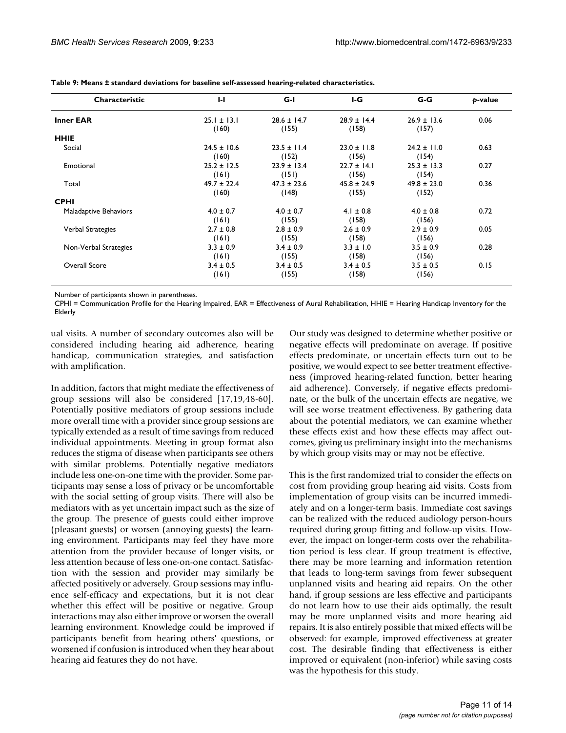**Table 9: Means ± standard deviations for baseline self-assessed hearing-related characteristics.**

| Characteristic | I-I | G-I | I-G | G-G | *p*-value |
| --- | --- | --- | --- | --- | --- |
| **Inner EAR** | 25.1 ± 13.1 (160) | 28.6 ± 14.7 (155) | 28.9 ± 14.4 (158) | 26.9 ± 13.6 (157) | 0.06 |
| **HHIE** | | | | | |
| Social | 24.5 ± 10.6 (160) | 23.5 ± 11.4 (152) | 23.0 ± 11.8 (156) | 24.2 ± 11.0 (154) | 0.63 |
| Emotional | 25.2 ± 12.5 (161) | 23.9 ± 13.4 (151) | 22.7 ± 14.1 (156) | 25.3 ± 13.3 (154) | 0.27 |
| Total | 49.7 ± 22.4 (160) | 47.3 ± 23.6 (148) | 45.8 ± 24.9 (155) | 49.8 ± 23.0 (152) | 0.36 |
| **CPHI** | | | | | |
| Maladaptive Behaviors | 4.0 ± 0.7 (161) | 4.0 ± 0.7 (155) | 4.1 ± 0.8 (158) | 4.0 ± 0.8 (156) | 0.72 |
| Verbal Strategies | 2.7 ± 0.8 (161) | 2.8 ± 0.9 (155) | 2.6 ± 0.9 (158) | 2.9 ± 0.9 (156) | 0.05 |
| Non-Verbal Strategies | 3.3 ± 0.9 (161) | 3.4 ± 0.9 (155) | 3.3 ± 1.0 (158) | 3.5 ± 0.9 (156) | 0.28 |
| Overall Score | 3.4 ± 0.5 (161) | 3.4 ± 0.5 (155) | 3.4 ± 0.5 (158) | 3.5 ± 0.5 (156) | 0.15 |

Number of participants shown in parentheses.
CPHI = Communication Profile for the Hearing Impaired, EAR = Effectiveness of Aural Rehabilitation, HHIE = Hearing Handicap Inventory for the Elderly

ual visits. A number of secondary outcomes also will be considered including hearing aid adherence, hearing handicap, communication strategies, and satisfaction with amplification.

In addition, factors that might mediate the effectiveness of group sessions will also be considered [17,19,48-60]. Potentially positive mediators of group sessions include more overall time with a provider since group sessions are typically extended as a result of time savings from reduced individual appointments. Meeting in group format also reduces the stigma of disease when participants see others with similar problems. Potentially negative mediators include less one-on-one time with the provider. Some participants may sense a loss of privacy or be uncomfortable with the social setting of group visits. There will also be mediators with as yet uncertain impact such as the size of the group. The presence of guests could either improve (pleasant guests) or worsen (annoying guests) the learning environment. Participants may feel they have more attention from the provider because of longer visits, or less attention because of less one-on-one contact. Satisfaction with the session and provider may similarly be affected positively or adversely. Group sessions may influence self-efficacy and expectations, but it is not clear whether this effect will be positive or negative. Group interactions may also either improve or worsen the overall learning environment. Knowledge could be improved if participants benefit from hearing others' questions, or worsened if confusion is introduced when they hear about hearing aid features they do not have.

Our study was designed to determine whether positive or negative effects will predominate on average. If positive effects predominate, or uncertain effects turn out to be positive, we would expect to see better treatment effectiveness (improved hearing-related function, better hearing aid adherence). Conversely, if negative effects predominate, or the bulk of the uncertain effects are negative, we will see worse treatment effectiveness. By gathering data about the potential mediators, we can examine whether these effects exist and how these effects may affect outcomes, giving us preliminary insight into the mechanisms by which group visits may or may not be effective.

This is the first randomized trial to consider the effects on cost from providing group hearing aid visits. Costs from implementation of group visits can be incurred immediately and on a longer-term basis. Immediate cost savings can be realized with the reduced audiology person-hours required during group fitting and follow-up visits. However, the impact on longer-term costs over the rehabilitation period is less clear. If group treatment is effective, there may be more learning and information retention that leads to long-term savings from fewer subsequent unplanned visits and hearing aid repairs. On the other hand, if group sessions are less effective and participants do not learn how to use their aids optimally, the result may be more unplanned visits and more hearing aid repairs. It is also entirely possible that mixed effects will be observed: for example, improved effectiveness at greater cost. The desirable finding that effectiveness is either improved or equivalent (non-inferior) while saving costs was the hypothesis for this study.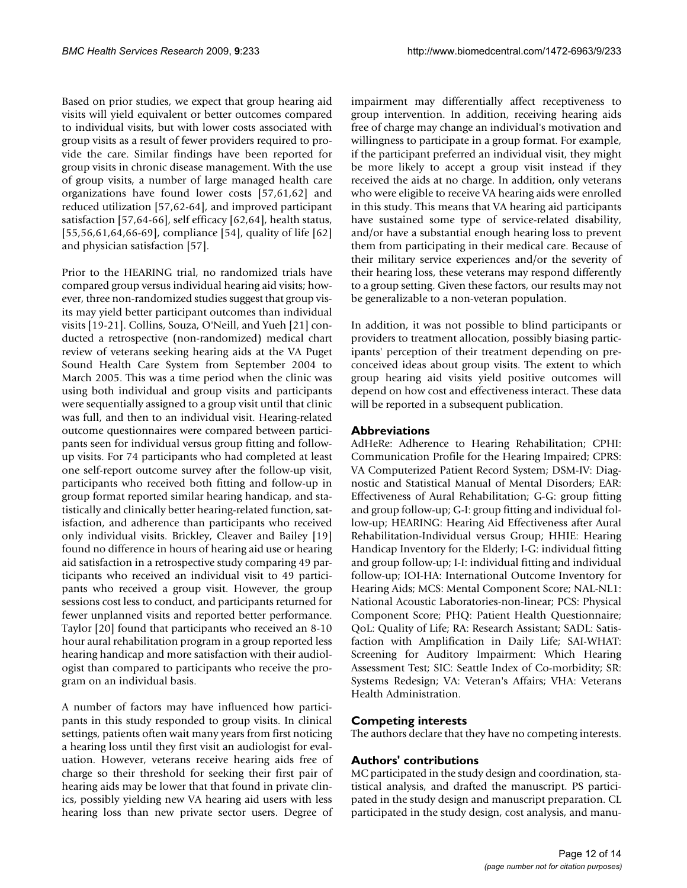Based on prior studies, we expect that group hearing aid visits will yield equivalent or better outcomes compared to individual visits, but with lower costs associated with group visits as a result of fewer providers required to provide the care. Similar findings have been reported for group visits in chronic disease management. With the use of group visits, a number of large managed health care organizations have found lower costs [57,61,62] and reduced utilization [57,62-64], and improved participant satisfaction [57,64-66], self efficacy [62,64], health status, [55,56,61,64,66-69], compliance [54], quality of life [62] and physician satisfaction [57].

Prior to the HEARING trial, no randomized trials have compared group versus individual hearing aid visits; however, three non-randomized studies suggest that group visits may yield better participant outcomes than individual visits [19-21]. Collins, Souza, O'Neill, and Yueh [21] conducted a retrospective (non-randomized) medical chart review of veterans seeking hearing aids at the VA Puget Sound Health Care System from September 2004 to March 2005. This was a time period when the clinic was using both individual and group visits and participants were sequentially assigned to a group visit until that clinic was full, and then to an individual visit. Hearing-related outcome questionnaires were compared between participants seen for individual versus group fitting and follow-up visits. For 74 participants who had completed at least one self-report outcome survey after the follow-up visit, participants who received both fitting and follow-up in group format reported similar hearing handicap, and statistically and clinically better hearing-related function, satisfaction, and adherence than participants who received only individual visits. Brickley, Cleaver and Bailey [19] found no difference in hours of hearing aid use or hearing aid satisfaction in a retrospective study comparing 49 participants who received an individual visit to 49 participants who received a group visit. However, the group sessions cost less to conduct, and participants returned for fewer unplanned visits and reported better performance. Taylor [20] found that participants who received an 8-10 hour aural rehabilitation program in a group reported less hearing handicap and more satisfaction with their audiologist than compared to participants who receive the program on an individual basis.

A number of factors may have influenced how participants in this study responded to group visits. In clinical settings, patients often wait many years from first noticing a hearing loss until they first visit an audiologist for evaluation. However, veterans receive hearing aids free of charge so their threshold for seeking their first pair of hearing aids may be lower that that found in private clinics, possibly yielding new VA hearing aid users with less hearing loss than new private sector users. Degree of impairment may differentially affect receptiveness to group intervention. In addition, receiving hearing aids free of charge may change an individual's motivation and willingness to participate in a group format. For example, if the participant preferred an individual visit, they might be more likely to accept a group visit instead if they received the aids at no charge. In addition, only veterans who were eligible to receive VA hearing aids were enrolled in this study. This means that VA hearing aid participants have sustained some type of service-related disability, and/or have a substantial enough hearing loss to prevent them from participating in their medical care. Because of their military service experiences and/or the severity of their hearing loss, these veterans may respond differently to a group setting. Given these factors, our results may not be generalizable to a non-veteran population.

In addition, it was not possible to blind participants or providers to treatment allocation, possibly biasing participants' perception of their treatment depending on preconceived ideas about group visits. The extent to which group hearing aid visits yield positive outcomes will depend on how cost and effectiveness interact. These data will be reported in a subsequent publication.

## Abbreviations

AdHeRe: Adherence to Hearing Rehabilitation; CPHI: Communication Profile for the Hearing Impaired; CPRS: VA Computerized Patient Record System; DSM-IV: Diagnostic and Statistical Manual of Mental Disorders; EAR: Effectiveness of Aural Rehabilitation; G-G: group fitting and group follow-up; G-I: group fitting and individual follow-up; HEARING: Hearing Aid Effectiveness after Aural Rehabilitation-Individual versus Group; HHIE: Hearing Handicap Inventory for the Elderly; I-G: individual fitting and group follow-up; I-I: individual fitting and individual follow-up; IOI-HA: International Outcome Inventory for Hearing Aids; MCS: Mental Component Score; NAL-NL1: National Acoustic Laboratories-non-linear; PCS: Physical Component Score; PHQ: Patient Health Questionnaire; QoL: Quality of Life; RA: Research Assistant; SADL: Satisfaction with Amplification in Daily Life; SAI-WHAT: Screening for Auditory Impairment: Which Hearing Assessment Test; SIC: Seattle Index of Co-morbidity; SR: Systems Redesign; VA: Veteran's Affairs; VHA: Veterans Health Administration.

## Competing interests

The authors declare that they have no competing interests.

## Authors' contributions

MC participated in the study design and coordination, statistical analysis, and drafted the manuscript. PS participated in the study design and manuscript preparation. CL participated in the study design, cost analysis, and manu-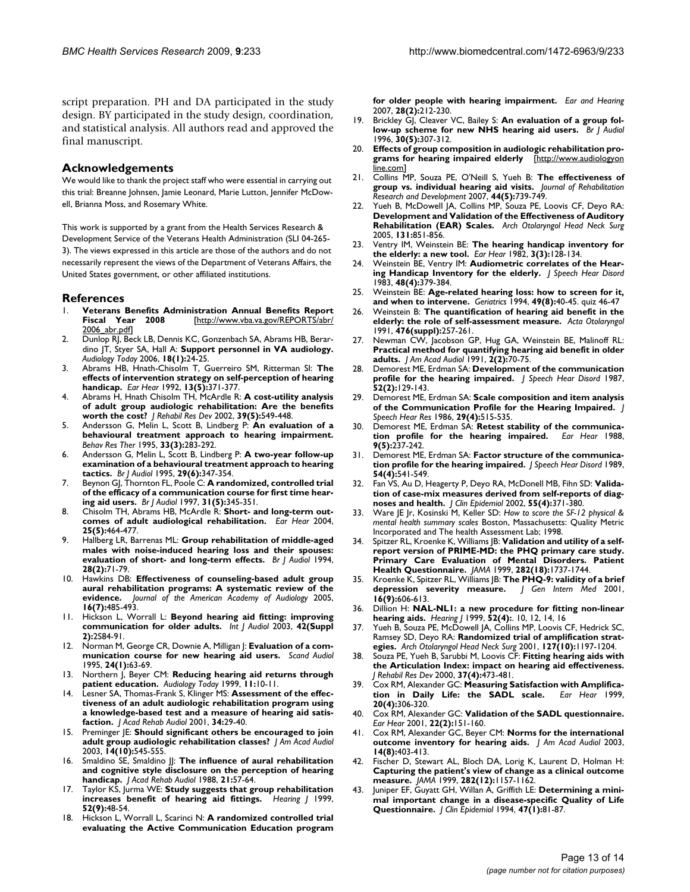script preparation. PH and DA participated in the study design. BY participated in the study design, coordination, and statistical analysis. All authors read and approved the final manuscript.

## Acknowledgements

We would like to thank the project staff who were essential in carrying out this trial: Breanne Johnsen, Jamie Leonard, Marie Lutton, Jennifer McDowell, Brianna Moss, and Rosemary White.

This work is supported by a grant from the Health Services Research & Development Service of the Veterans Health Administration (SLI 04-265-3). The views expressed in this article are those of the authors and do not necessarily represent the views of the Department of Veterans Affairs, the United States government, or other affiliated institutions.

## References

1. **Veterans Benefits Administration Annual Benefits Report Fiscal Year 2008** [http://www.vba.va.gov/REPORTS/abr/2006_abr.pdf]
2. Dunlop RJ, Beck LB, Dennis KC, Gonzenbach SA, Abrams HB, Berardino JT, Styer SA, Hall A: **Support personnel in VA audiology.** *Audiology Today* 2006, **18(1):**24-25.
3. Abrams HB, Hnath-Chisolm T, Guerreiro SM, Ritterman SI: **The effects of intervention strategy on self-perception of hearing handicap.** *Ear Hear* 1992, **13(5):**371-377.
4. Abrams H, Hnath Chisolm TH, McArdle R: **A cost-utility analysis of adult group audiologic rehabilitation: Are the benefits worth the cost?** *J Rehabil Res Dev* 2002, **39(5):**549-448.
5. Andersson G, Melin L, Scott B, Lindberg P: **An evaluation of a behavioural treatment approach to hearing impairment.** *Behav Res Ther* 1995, **33(3):**283-292.
6. Andersson G, Melin L, Scott B, Lindberg P: **A two-year follow-up examination of a behavioural treatment approach to hearing tactics.** *Br J Audiol* 1995, **29(6):**347-354.
7. Beynon GJ, Thornton FL, Poole C: **A randomized, controlled trial of the efficacy of a communication course for first time hearing aid users.** *Br J Audiol* 1997, **31(5):**345-351.
8. Chisolm TH, Abrams HB, McArdle R: **Short- and long-term outcomes of adult audiological rehabilitation.** *Ear Hear* 2004, **25(5):**464-477.
9. Hallberg LR, Barrenas ML: **Group rehabilitation of middle-aged males with noise-induced hearing loss and their spouses: evaluation of short- and long-term effects.** *Br J Audiol* 1994, **28(2):**71-79.
10. Hawkins DB: **Effectiveness of counseling-based adult group aural rehabilitation programs: A systematic review of the evidence.** *Journal of the American Academy of Audiology* 2005, **16(7):**485-493.
11. Hickson L, Worrall L: **Beyond hearing aid fitting: improving communication for older adults.** *Int J Audiol* 2003, **42(Suppl 2):**2S84-91.
12. Norman M, George CR, Downie A, Milligan J: **Evaluation of a communication course for new hearing aid users.** *Scand Audiol* 1995, **24(1):**63-69.
13. Northern J, Beyer CM: **Reducing hearing aid returns through patient education.** *Audiology Today* 1999, **11:**10-11.
14. Lesner SA, Thomas-Frank S, Klinger MS: **Assessment of the effectiveness of an adult audiologic rehabilitation program using a knowledge-based test and a measure of hearing aid satisfaction.** *J Acad Rehab Audiol* 2001, **34:**29-40.
15. Preminger JE: **Should significant others be encouraged to join adult group audiologic rehabilitation classes?** *J Am Acad Audiol* 2003, **14(10):**545-555.
16. Smaldino SE, Smaldino JJ: **The influence of aural rehabilitation and cognitive style disclosure on the perception of hearing handicap.** *J Acad Rehab Audiol* 1988, **21:**57-64.
17. Taylor KS, Jurma WE: **Study suggests that group rehabilitation increases benefit of hearing aid fittings.** *Hearing J* 1999, **52(9):**48-54.
18. Hickson L, Worrall L, Scarinci N: **A randomized controlled trial evaluating the Active Communication Education program for older people with hearing impairment.** *Ear and Hearing* 2007, **28(2):**212-230.
19. Brickley GJ, Cleaver VC, Bailey S: **An evaluation of a group follow-up scheme for new NHS hearing aid users.** *Br J Audiol* 1996, **30(5):**307-312.
20. **Effects of group composition in audiologic rehabilitation programs for hearing impaired elderly** [http://www.audiologyonline.com]
21. Collins MP, Souza PE, O'Neill S, Yueh B: **The effectiveness of group vs. individual hearing aid visits.** *Journal of Rehabilitation Research and Development* 2007, **44(5):**739-749.
22. Yueh B, McDowell JA, Collins MP, Souza PE, Loovis CF, Deyo RA: **Development and Validation of the Effectiveness of Auditory Rehabilitation (EAR) Scales.** *Arch Otolaryngol Head Neck Surg* 2005, **131:**851-856.
23. Ventry IM, Weinstein BE: **The hearing handicap inventory for the elderly: a new tool.** *Ear Hear* 1982, **3(3):**128-134.
24. Weinstein BE, Ventry IM: **Audiometric correlates of the Hearing Handicap Inventory for the elderly.** *J Speech Hear Disord* 1983, **48(4):**379-384.
25. Weinstein BE: **Age-related hearing loss: how to screen for it, and when to intervene.** *Geriatrics* 1994, **49(8):**40-45. quiz 46-47
26. Weinstein B: **The quantification of hearing aid benefit in the elderly: the role of self-assessment measure.** *Acta Otolaryngol* 1991, **476(suppl):**257-261.
27. Newman CW, Jacobson GP, Hug GA, Weinstein BE, Malinoff RL: **Practical method for quantifying hearing aid benefit in older adults.** *J Am Acad Audiol* 1991, **2(2):**70-75.
28. Demorest ME, Erdman SA: **Development of the communication profile for the hearing impaired.** *J Speech Hear Disord* 1987, **52(2):**129-143.
29. Demorest ME, Erdman SA: **Scale composition and item analysis of the Communication Profile for the Hearing Impaired.** *J Speech Hear Res* 1986, **29(4):**515-535.
30. Demorest ME, Erdman SA: **Retest stability of the communication profile for the hearing impaired.** *Ear Hear* 1988, **9(5):**237-242.
31. Demorest ME, Erdman SA: **Factor structure of the communication profile for the hearing impaired.** *J Speech Hear Disord* 1989, **54(4):**541-549.
32. Fan VS, Au D, Heagerty P, Deyo RA, McDonell MB, Fihn SD: **Validation of case-mix measures derived from self-reports of diagnoses and health.** *J Clin Epidemiol* 2002, **55(4):**371-380.
33. Ware JE Jr, Kosinski M, Keller SD: *How to score the SF-12 physical & mental health summary scales* Boston, Massachusetts: Quality Metric Incorporated and The health Assessment Lab; 1998.
34. Spitzer RL, Kroenke K, Williams JB: **Validation and utility of a self-report version of PRIME-MD: the PHQ primary care study. Primary Care Evaluation of Mental Disorders. Patient Health Questionnaire.** *JAMA* 1999, **282(18):**1737-1744.
35. Kroenke K, Spitzer RL, Williams JB: **The PHQ-9: validity of a brief depression severity measure.** *J Gen Intern Med* 2001, **16(9):**606-613.
36. Dillion H: **NAL-NL1: a new procedure for fitting non-linear hearing aids.** *Hearing J* 1999, **52(4):**. 10, 12, 14, 16
37. Yueh B, Souza PE, McDowell JA, Collins MP, Loovis CF, Hedrick SC, Ramsey SD, Deyo RA: **Randomized trial of amplification strategies.** *Arch Otolaryngol Head Neck Surg* 2001, **127(10):**1197-1204.
38. Souza PE, Yueh B, Sarubbi M, Loovis CF: **Fitting hearing aids with the Articulation Index: impact on hearing aid effectiveness.** *J Rehabil Res Dev* 2000, **37(4):**473-481.
39. Cox RM, Alexander GC: **Measuring Satisfaction with Amplification in Daily Life: the SADL scale.** *Ear Hear* 1999, **20(4):**306-320.
40. Cox RM, Alexander GC: **Validation of the SADL questionnaire.** *Ear Hear* 2001, **22(2):**151-160.
41. Cox RM, Alexander GC, Beyer CM: **Norms for the international outcome inventory for hearing aids.** *J Am Acad Audiol* 2003, **14(8):**403-413.
42. Fischer D, Stewart AL, Bloch DA, Lorig K, Laurent D, Holman H: **Capturing the patient's view of change as a clinical outcome measure.** *JAMA* 1999, **282(12):**1157-1162.
43. Juniper EF, Guyatt GH, Willan A, Griffith LE: **Determining a minimal important change in a disease-specific Quality of Life Questionnaire.** *J Clin Epidemiol* 1994, **47(1):**81-87.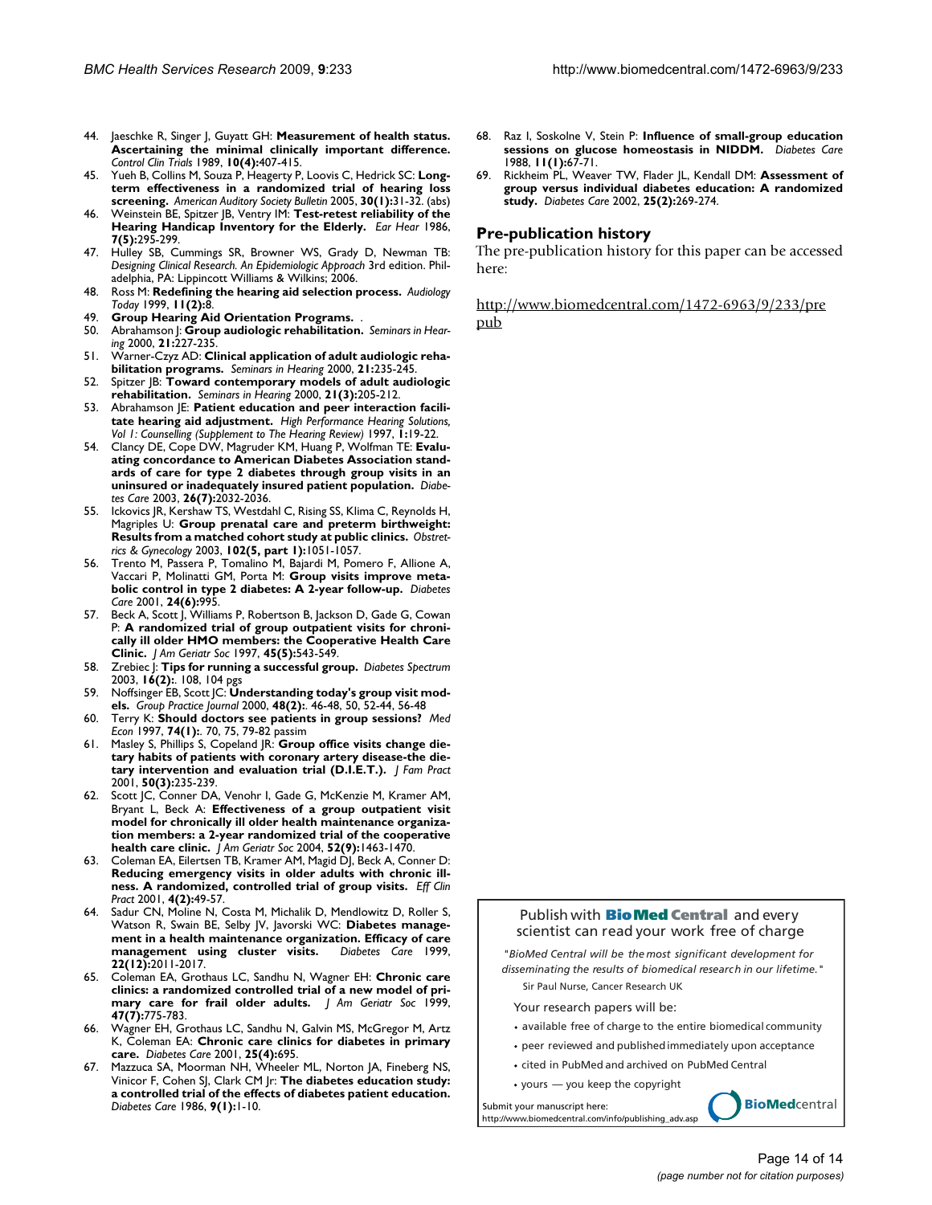44. Jaeschke R, Singer J, Guyatt GH: **Measurement of health status. Ascertaining the minimal clinically important difference.** *Control Clin Trials* 1989, **10(4):**407-415.
45. Yueh B, Collins M, Souza P, Heagerty P, Loovis C, Hedrick SC: **Long-term effectiveness in a randomized trial of hearing loss screening.** *American Auditory Society Bulletin* 2005, **30(1):**31-32. (abs)
46. Weinstein BE, Spitzer JB, Ventry IM: **Test-retest reliability of the Hearing Handicap Inventory for the Elderly.** *Ear Hear* 1986, **7(5):**295-299.
47. Hulley SB, Cummings SR, Browner WS, Grady D, Newman TB: *Designing Clinical Research. An Epidemiologic Approach* 3rd edition. Philadelphia, PA: Lippincott Williams & Wilkins; 2006.
48. Ross M: **Redefining the hearing aid selection process.** *Audiology Today* 1999, **11(2):**8.
49. **Group Hearing Aid Orientation Programs.** .
50. Abrahamson J: **Group audiologic rehabilitation.** *Seminars in Hearing* 2000, **21:**227-235.
51. Warner-Czyz AD: **Clinical application of adult audiologic rehabilitation programs.** *Seminars in Hearing* 2000, **21:**235-245.
52. Spitzer JB: **Toward contemporary models of adult audiologic rehabilitation.** *Seminars in Hearing* 2000, **21(3):**205-212.
53. Abrahamson JE: **Patient education and peer interaction facilitate hearing aid adjustment.** *High Performance Hearing Solutions, Vol 1: Counselling (Supplement to The Hearing Review)* 1997, **1:**19-22.
54. Clancy DE, Cope DW, Magruder KM, Huang P, Wolfman TE: **Evaluating concordance to American Diabetes Association standards of care for type 2 diabetes through group visits in an uninsured or inadequately insured patient population.** *Diabetes Care* 2003, **26(7):**2032-2036.
55. Ickovics JR, Kershaw TS, Westdahl C, Rising SS, Klima C, Reynolds H, Magriples U: **Group prenatal care and preterm birthweight: Results from a matched cohort study at public clinics.** *Obstretrics & Gynecology* 2003, **102(5, part 1):**1051-1057.
56. Trento M, Passera P, Tomalino M, Bajardi M, Pomero F, Allione A, Vaccari P, Molinatti GM, Porta M: **Group visits improve metabolic control in type 2 diabetes: A 2-year follow-up.** *Diabetes Care* 2001, **24(6):**995.
57. Beck A, Scott J, Williams P, Robertson B, Jackson D, Gade G, Cowan P: **A randomized trial of group outpatient visits for chronically ill older HMO members: the Cooperative Health Care Clinic.** *J Am Geriatr Soc* 1997, **45(5):**543-549.
58. Zrebiec J: **Tips for running a successful group.** *Diabetes Spectrum* 2003, **16(2):**. 108, 104 pgs
59. Noffsinger EB, Scott JC: **Understanding today's group visit models.** *Group Practice Journal* 2000, **48(2):**. 46-48, 50, 52-44, 56-48
60. Terry K: **Should doctors see patients in group sessions?** *Med Econ* 1997, **74(1):**. 70, 75, 79-82 passim
61. Masley S, Phillips S, Copeland JR: **Group office visits change dietary habits of patients with coronary artery disease-the dietary intervention and evaluation trial (D.I.E.T.).** *J Fam Pract* 2001, **50(3):**235-239.
62. Scott JC, Conner DA, Venohr I, Gade G, McKenzie M, Kramer AM, Bryant L, Beck A: **Effectiveness of a group outpatient visit model for chronically ill older health maintenance organization members: a 2-year randomized trial of the cooperative health care clinic.** *J Am Geriatr Soc* 2004, **52(9):**1463-1470.
63. Coleman EA, Eilertsen TB, Kramer AM, Magid DJ, Beck A, Conner D: **Reducing emergency visits in older adults with chronic illness. A randomized, controlled trial of group visits.** *Eff Clin Pract* 2001, **4(2):**49-57.
64. Sadur CN, Moline N, Costa M, Michalik D, Mendlowitz D, Roller S, Watson R, Swain BE, Selby JV, Javorski WC: **Diabetes management in a health maintenance organization. Efficacy of care management using cluster visits.** *Diabetes Care* 1999, **22(12):**2011-2017.
65. Coleman EA, Grothaus LC, Sandhu N, Wagner EH: **Chronic care clinics: a randomized controlled trial of a new model of primary care for frail older adults.** *J Am Geriatr Soc* 1999, **47(7):**775-783.
66. Wagner EH, Grothaus LC, Sandhu N, Galvin MS, McGregor M, Artz K, Coleman EA: **Chronic care clinics for diabetes in primary care.** *Diabetes Care* 2001, **25(4):**695.
67. Mazzuca SA, Moorman NH, Wheeler ML, Norton JA, Fineberg NS, Vinicor F, Cohen SJ, Clark CM Jr: **The diabetes education study: a controlled trial of the effects of diabetes patient education.** *Diabetes Care* 1986, **9(1):**1-10.
68. Raz I, Soskolne V, Stein P: **Influence of small-group education sessions on glucose homeostasis in NIDDM.** *Diabetes Care* 1988, **11(1):**67-71.
69. Rickheim PL, Weaver TW, Flader JL, Kendall DM: **Assessment of group versus individual diabetes education: A randomized study.** *Diabetes Care* 2002, **25(2):**269-274.

## Pre-publication history

The pre-publication history for this paper can be accessed here:

http://www.biomedcentral.com/1472-6963/9/233/prepub

Publish with **BioMed Central** and every scientist can read your work free of charge

*"BioMed Central will be the most significant development for disseminating the results of biomedical research in our lifetime."*
Sir Paul Nurse, Cancer Research UK

Your research papers will be:

- available free of charge to the entire biomedical community
- peer reviewed and published immediately upon acceptance
- cited in PubMed and archived on PubMed Central
- yours — you keep the copyright

Submit your manuscript here:
http://www.biomedcentral.com/info/publishing_adv.asp

BioMedcentral